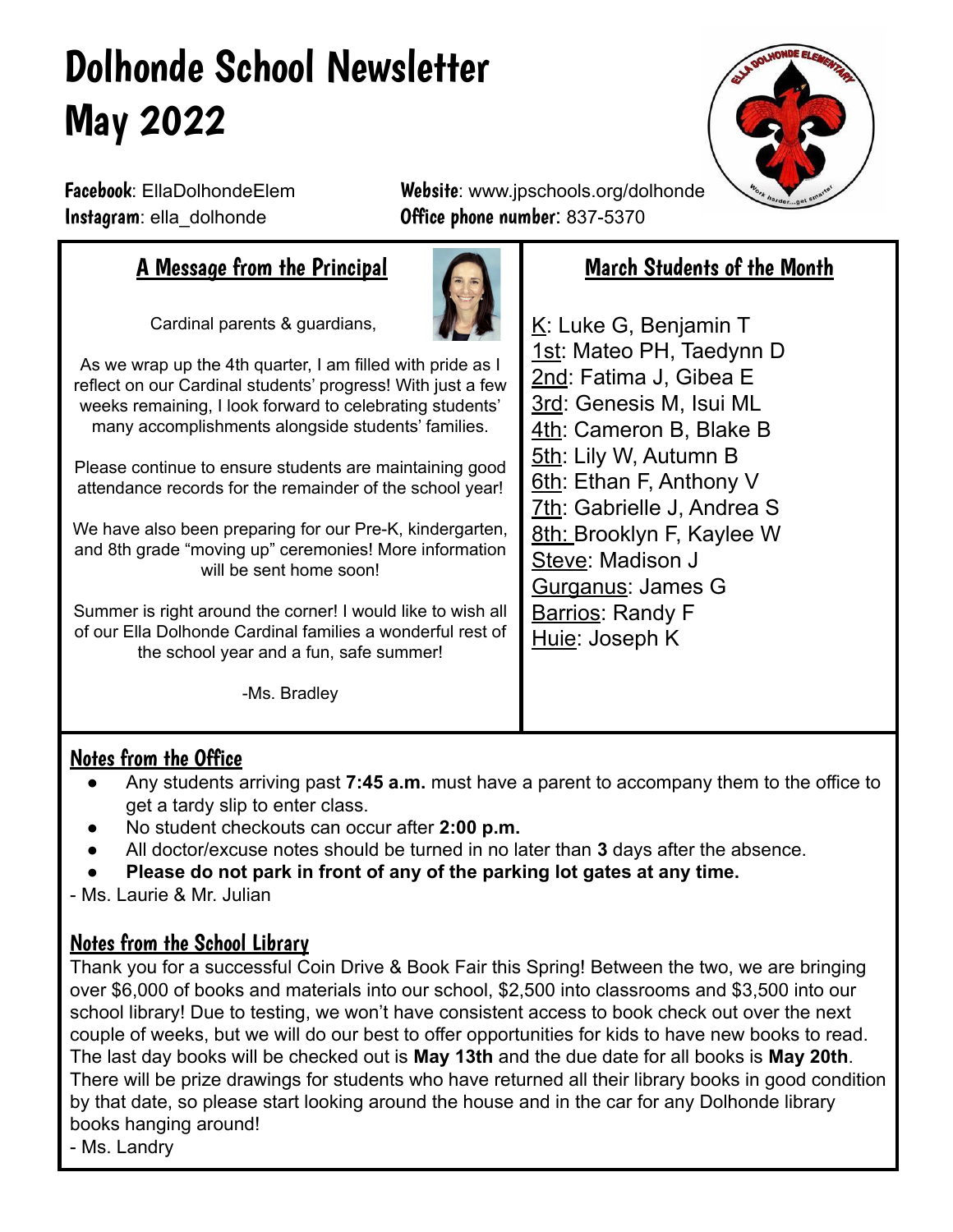# Dolhonde School Newsletter
# May 2022

**Facebook**: EllaDolhondeElem
**Instagram**: ella_dolhonde

**Website**: www.jpschools.org/dolhonde
**Office phone number**: 837-5370

## A Message from the Principal

Cardinal parents & guardians,

As we wrap up the 4th quarter, I am filled with pride as I reflect on our Cardinal students' progress! With just a few weeks remaining, I look forward to celebrating students' many accomplishments alongside students' families.

Please continue to ensure students are maintaining good attendance records for the remainder of the school year!

We have also been preparing for our Pre-K, kindergarten, and 8th grade "moving up" ceremonies! More information will be sent home soon!

Summer is right around the corner! I would like to wish all of our Ella Dolhonde Cardinal families a wonderful rest of the school year and a fun, safe summer!

-Ms. Bradley

## March Students of the Month

K: Luke G, Benjamin T
1st: Mateo PH, Taedynn D
2nd: Fatima J, Gibea E
3rd: Genesis M, Isui ML
4th: Cameron B, Blake B
5th: Lily W, Autumn B
6th: Ethan F, Anthony V
7th: Gabrielle J, Andrea S
8th: Brooklyn F, Kaylee W
Steve: Madison J
Gurganus: James G
Barrios: Randy F
Huie: Joseph K

## Notes from the Office

- Any students arriving past **7:45 a.m.** must have a parent to accompany them to the office to get a tardy slip to enter class.
- No student checkouts can occur after **2:00 p.m.**
- All doctor/excuse notes should be turned in no later than **3** days after the absence.
- **Please do not park in front of any of the parking lot gates at any time.**

- Ms. Laurie & Mr. Julian

## Notes from the School Library

Thank you for a successful Coin Drive & Book Fair this Spring! Between the two, we are bringing over $6,000 of books and materials into our school, $2,500 into classrooms and $3,500 into our school library! Due to testing, we won't have consistent access to book check out over the next couple of weeks, but we will do our best to offer opportunities for kids to have new books to read. The last day books will be checked out is **May 13th** and the due date for all books is **May 20th**. There will be prize drawings for students who have returned all their library books in good condition by that date, so please start looking around the house and in the car for any Dolhonde library books hanging around!

- Ms. Landry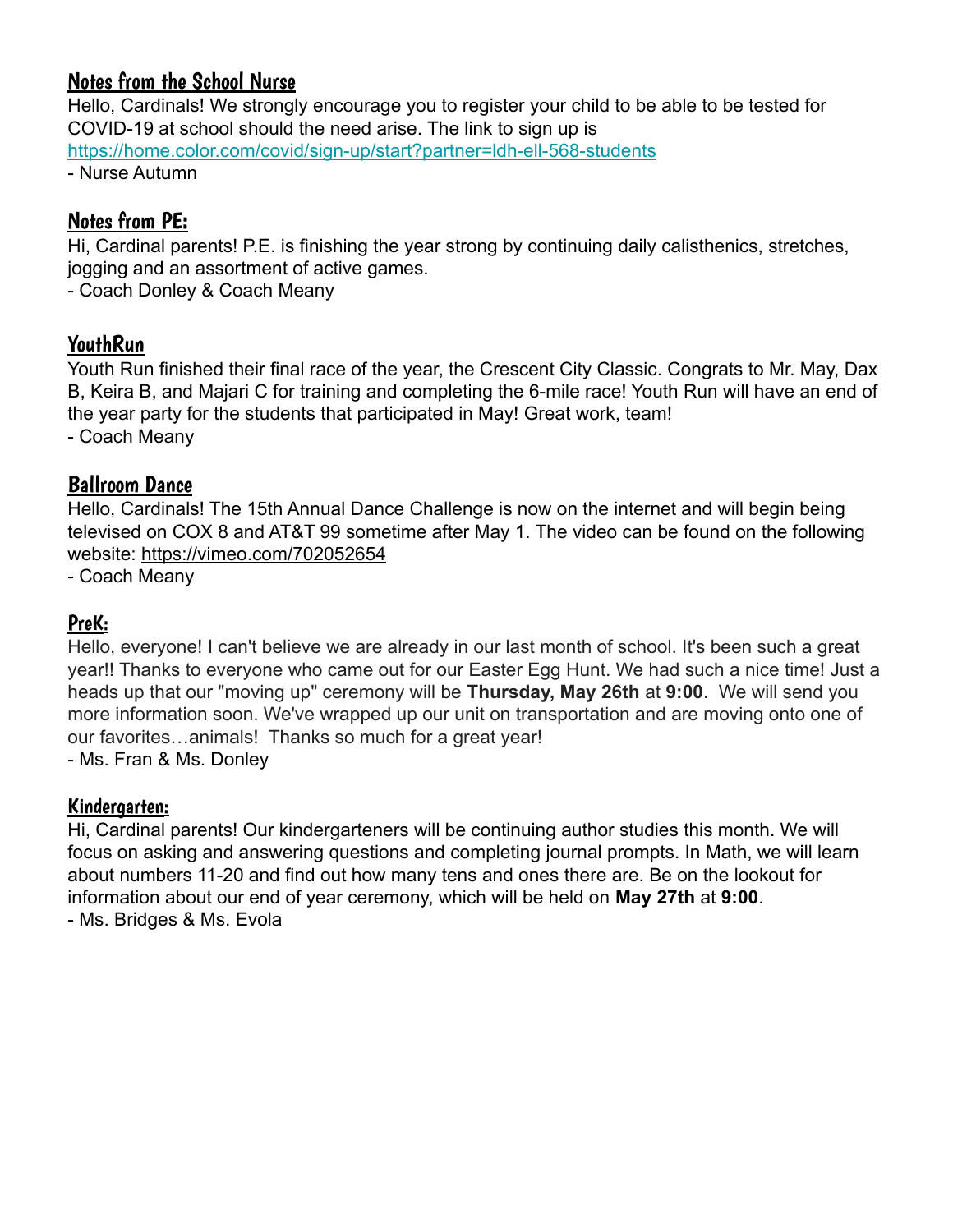## Notes from the School Nurse

Hello, Cardinals! We strongly encourage you to register your child to be able to be tested for COVID-19 at school should the need arise. The link to sign up is https://home.color.com/covid/sign-up/start?partner=ldh-ell-568-students

- Nurse Autumn

## Notes from PE:

Hi, Cardinal parents! P.E. is finishing the year strong by continuing daily calisthenics, stretches, jogging and an assortment of active games.

- Coach Donley & Coach Meany

## YouthRun

Youth Run finished their final race of the year, the Crescent City Classic. Congrats to Mr. May, Dax B, Keira B, and Majari C for training and completing the 6-mile race! Youth Run will have an end of the year party for the students that participated in May! Great work, team!

- Coach Meany

## Ballroom Dance

Hello, Cardinals! The 15th Annual Dance Challenge is now on the internet and will begin being televised on COX 8 and AT&T 99 sometime after May 1. The video can be found on the following website: https://vimeo.com/702052654

- Coach Meany

## PreK:

Hello, everyone! I can't believe we are already in our last month of school. It's been such a great year!! Thanks to everyone who came out for our Easter Egg Hunt. We had such a nice time! Just a heads up that our "moving up" ceremony will be **Thursday, May 26th** at **9:00**. We will send you more information soon. We've wrapped up our unit on transportation and are moving onto one of our favorites…animals! Thanks so much for a great year!

- Ms. Fran & Ms. Donley

## Kindergarten:

Hi, Cardinal parents! Our kindergarteners will be continuing author studies this month. We will focus on asking and answering questions and completing journal prompts. In Math, we will learn about numbers 11-20 and find out how many tens and ones there are. Be on the lookout for information about our end of year ceremony, which will be held on **May 27th** at **9:00**.

- Ms. Bridges & Ms. Evola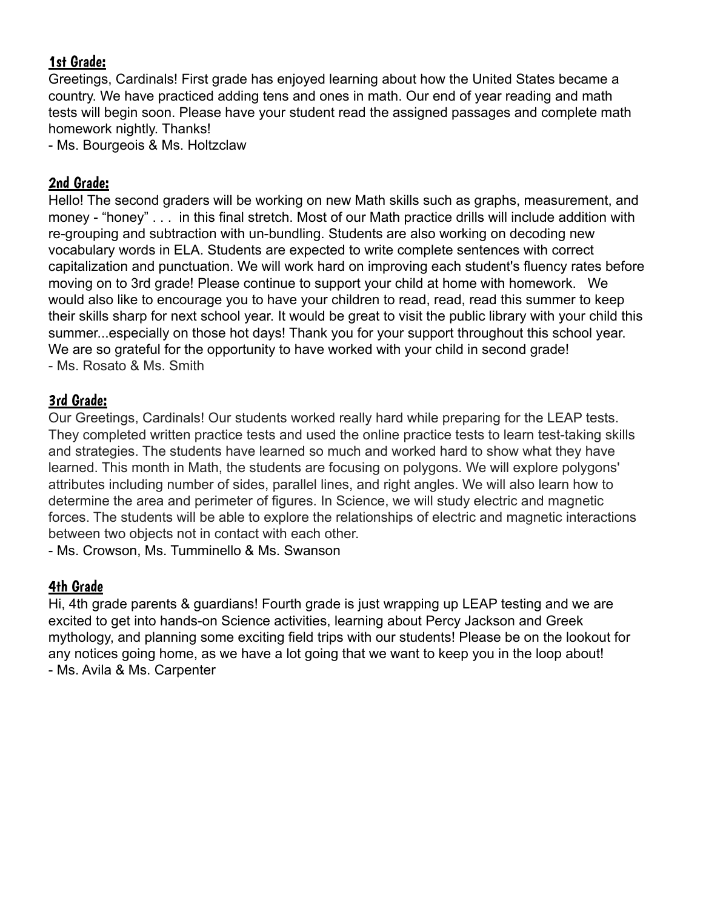## 1st Grade:

Greetings, Cardinals! First grade has enjoyed learning about how the United States became a country. We have practiced adding tens and ones in math. Our end of year reading and math tests will begin soon. Please have your student read the assigned passages and complete math homework nightly. Thanks!

- Ms. Bourgeois & Ms. Holtzclaw

## 2nd Grade:

Hello! The second graders will be working on new Math skills such as graphs, measurement, and money - "honey" . . . in this final stretch. Most of our Math practice drills will include addition with re-grouping and subtraction with un-bundling. Students are also working on decoding new vocabulary words in ELA. Students are expected to write complete sentences with correct capitalization and punctuation. We will work hard on improving each student's fluency rates before moving on to 3rd grade! Please continue to support your child at home with homework. We would also like to encourage you to have your children to read, read, read this summer to keep their skills sharp for next school year. It would be great to visit the public library with your child this summer...especially on those hot days! Thank you for your support throughout this school year. We are so grateful for the opportunity to have worked with your child in second grade!

- Ms. Rosato & Ms. Smith

## 3rd Grade:

Our Greetings, Cardinals! Our students worked really hard while preparing for the LEAP tests. They completed written practice tests and used the online practice tests to learn test-taking skills and strategies. The students have learned so much and worked hard to show what they have learned. This month in Math, the students are focusing on polygons. We will explore polygons' attributes including number of sides, parallel lines, and right angles. We will also learn how to determine the area and perimeter of figures. In Science, we will study electric and magnetic forces. The students will be able to explore the relationships of electric and magnetic interactions between two objects not in contact with each other.

- Ms. Crowson, Ms. Tumminello & Ms. Swanson

## 4th Grade

Hi, 4th grade parents & guardians! Fourth grade is just wrapping up LEAP testing and we are excited to get into hands-on Science activities, learning about Percy Jackson and Greek mythology, and planning some exciting field trips with our students! Please be on the lookout for any notices going home, as we have a lot going that we want to keep you in the loop about!

- Ms. Avila & Ms. Carpenter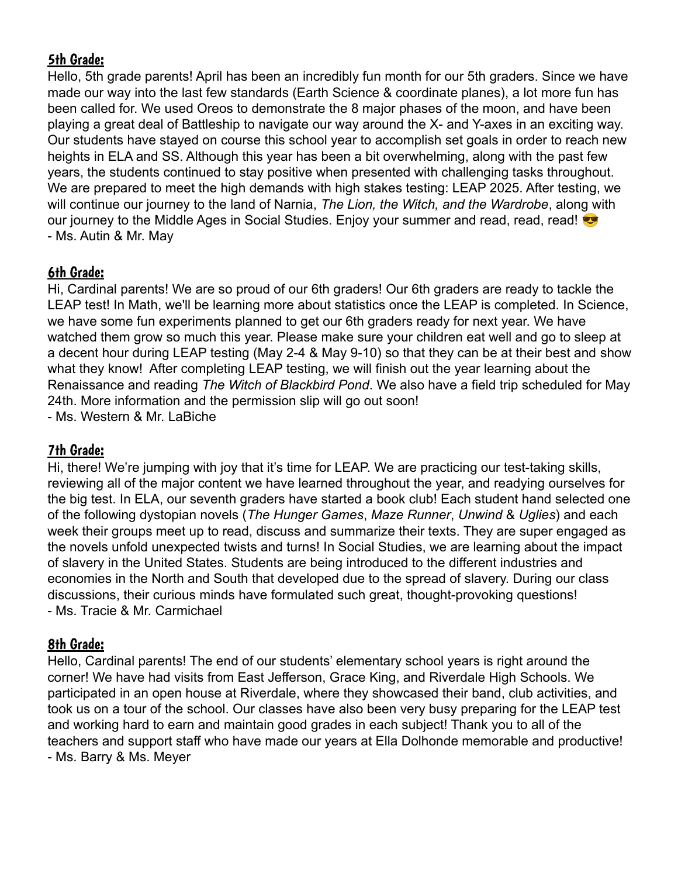## 5th Grade:

Hello, 5th grade parents! April has been an incredibly fun month for our 5th graders. Since we have made our way into the last few standards (Earth Science & coordinate planes), a lot more fun has been called for. We used Oreos to demonstrate the 8 major phases of the moon, and have been playing a great deal of Battleship to navigate our way around the X- and Y-axes in an exciting way. Our students have stayed on course this school year to accomplish set goals in order to reach new heights in ELA and SS. Although this year has been a bit overwhelming, along with the past few years, the students continued to stay positive when presented with challenging tasks throughout. We are prepared to meet the high demands with high stakes testing: LEAP 2025. After testing, we will continue our journey to the land of Narnia, *The Lion, the Witch, and the Wardrobe*, along with our journey to the Middle Ages in Social Studies. Enjoy your summer and read, read, read! 😎
- Ms. Autin & Mr. May

## 6th Grade:

Hi, Cardinal parents! We are so proud of our 6th graders! Our 6th graders are ready to tackle the LEAP test! In Math, we'll be learning more about statistics once the LEAP is completed. In Science, we have some fun experiments planned to get our 6th graders ready for next year. We have watched them grow so much this year. Please make sure your children eat well and go to sleep at a decent hour during LEAP testing (May 2-4 & May 9-10) so that they can be at their best and show what they know! After completing LEAP testing, we will finish out the year learning about the Renaissance and reading *The Witch of Blackbird Pond*. We also have a field trip scheduled for May 24th. More information and the permission slip will go out soon!
- Ms. Western & Mr. LaBiche

## 7th Grade:

Hi, there! We're jumping with joy that it's time for LEAP. We are practicing our test-taking skills, reviewing all of the major content we have learned throughout the year, and readying ourselves for the big test. In ELA, our seventh graders have started a book club! Each student hand selected one of the following dystopian novels (*The Hunger Games*, *Maze Runner*, *Unwind* & *Uglies*) and each week their groups meet up to read, discuss and summarize their texts. They are super engaged as the novels unfold unexpected twists and turns! In Social Studies, we are learning about the impact of slavery in the United States. Students are being introduced to the different industries and economies in the North and South that developed due to the spread of slavery. During our class discussions, their curious minds have formulated such great, thought-provoking questions!
- Ms. Tracie & Mr. Carmichael

## 8th Grade:

Hello, Cardinal parents! The end of our students' elementary school years is right around the corner! We have had visits from East Jefferson, Grace King, and Riverdale High Schools. We participated in an open house at Riverdale, where they showcased their band, club activities, and took us on a tour of the school. Our classes have also been very busy preparing for the LEAP test and working hard to earn and maintain good grades in each subject! Thank you to all of the teachers and support staff who have made our years at Ella Dolhonde memorable and productive!
- Ms. Barry & Ms. Meyer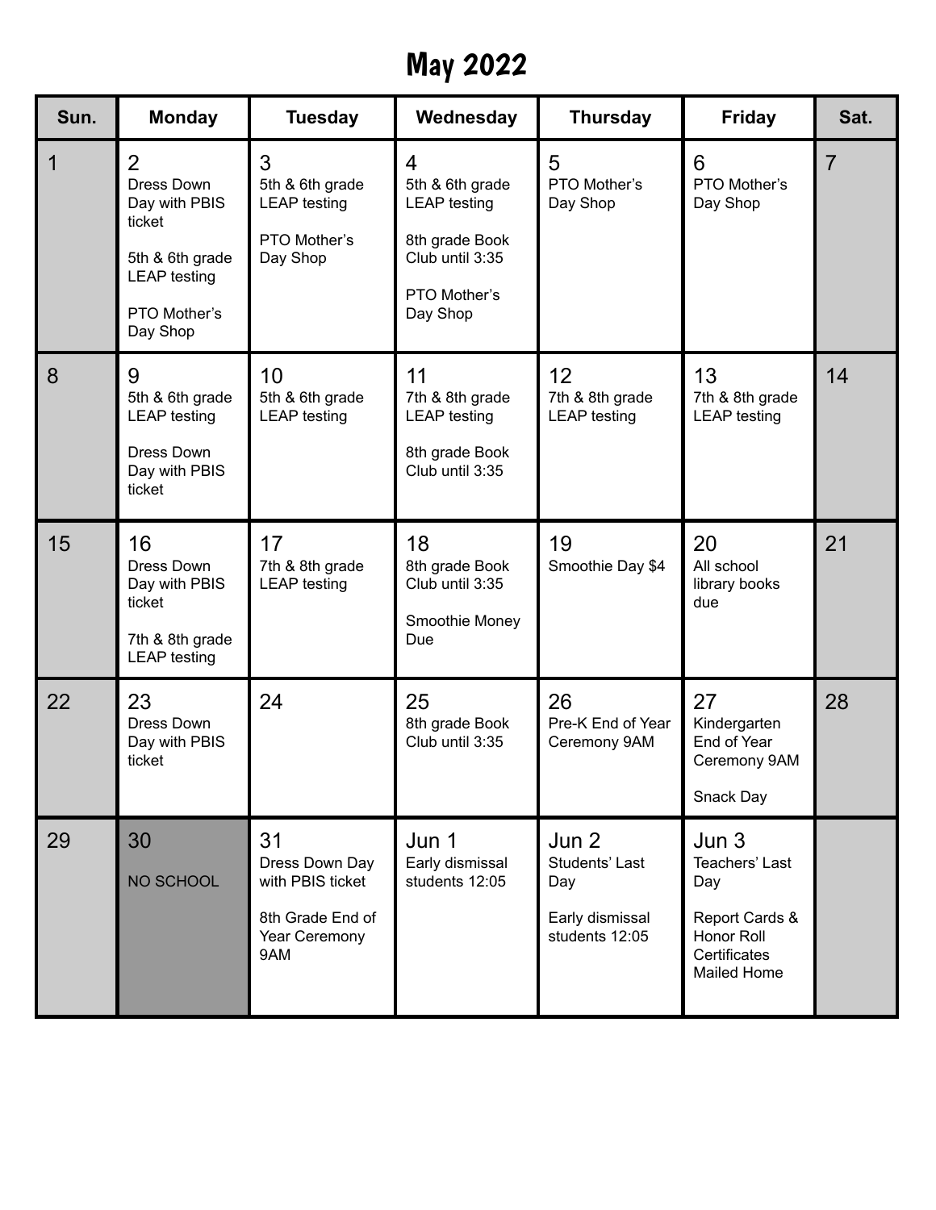# May 2022

| Sun. | Monday | Tuesday | Wednesday | Thursday | Friday | Sat. |
|---|---|---|---|---|---|---|
| 1 | 2<br>Dress Down Day with PBIS ticket<br><br>5th & 6th grade LEAP testing<br><br>PTO Mother's Day Shop | 3<br>5th & 6th grade LEAP testing<br><br>PTO Mother's Day Shop | 4<br>5th & 6th grade LEAP testing<br><br>8th grade Book Club until 3:35<br><br>PTO Mother's Day Shop | 5<br>PTO Mother's Day Shop | 6<br>PTO Mother's Day Shop | 7 |
| 8 | 9<br>5th & 6th grade LEAP testing<br><br>Dress Down Day with PBIS ticket | 10<br>5th & 6th grade LEAP testing | 11<br>7th & 8th grade LEAP testing<br><br>8th grade Book Club until 3:35 | 12<br>7th & 8th grade LEAP testing | 13<br>7th & 8th grade LEAP testing | 14 |
| 15 | 16<br>Dress Down Day with PBIS ticket<br><br>7th & 8th grade LEAP testing | 17<br>7th & 8th grade LEAP testing | 18<br>8th grade Book Club until 3:35<br><br>Smoothie Money Due | 19<br>Smoothie Day $4 | 20<br>All school library books due | 21 |
| 22 | 23<br>Dress Down Day with PBIS ticket | 24 | 25<br>8th grade Book Club until 3:35 | 26<br>Pre-K End of Year Ceremony 9AM | 27<br>Kindergarten End of Year Ceremony 9AM<br><br>Snack Day | 28 |
| 29 | 30<br>NO SCHOOL | 31<br>Dress Down Day with PBIS ticket<br><br>8th Grade End of Year Ceremony 9AM | Jun 1<br>Early dismissal students 12:05 | Jun 2<br>Students' Last Day<br><br>Early dismissal students 12:05 | Jun 3<br>Teachers' Last Day<br><br>Report Cards & Honor Roll Certificates Mailed Home | |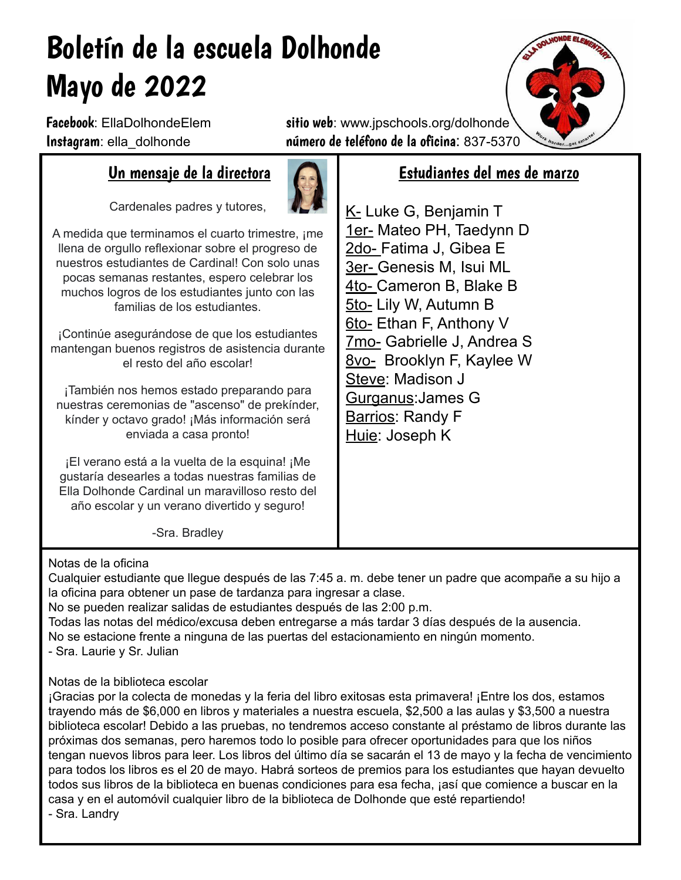# Boletín de la escuela Dolhonde
# Mayo de 2022

**Facebook**: EllaDolhondeElem
**Instagram**: ella_dolhonde
**sitio web**: www.jpschools.org/dolhonde
**número de teléfono de la oficina**: 837-5370

## Un mensaje de la directora

Cardenales padres y tutores,

A medida que terminamos el cuarto trimestre, ¡me llena de orgullo reflexionar sobre el progreso de nuestros estudiantes de Cardinal! Con solo unas pocas semanas restantes, espero celebrar los muchos logros de los estudiantes junto con las familias de los estudiantes.

¡Continúe asegurándose de que los estudiantes mantengan buenos registros de asistencia durante el resto del año escolar!

¡También nos hemos estado preparando para nuestras ceremonias de "ascenso" de prekínder, kínder y octavo grado! ¡Más información será enviada a casa pronto!

¡El verano está a la vuelta de la esquina! ¡Me gustaría desearles a todas nuestras familias de Ella Dolhonde Cardinal un maravilloso resto del año escolar y un verano divertido y seguro!

-Sra. Bradley

## Estudiantes del mes de marzo

K- Luke G, Benjamin T
1er- Mateo PH, Taedynn D
2do- Fatima J, Gibea E
3er- Genesis M, Isui ML
4to- Cameron B, Blake B
5to- Lily W, Autumn B
6to- Ethan F, Anthony V
7mo- Gabrielle J, Andrea S
8vo- Brooklyn F, Kaylee W
Steve: Madison J
Gurganus: James G
Barrios: Randy F
Huie: Joseph K

Notas de la oficina
Cualquier estudiante que llegue después de las 7:45 a. m. debe tener un padre que acompañe a su hijo a la oficina para obtener un pase de tardanza para ingresar a clase.
No se pueden realizar salidas de estudiantes después de las 2:00 p.m.
Todas las notas del médico/excusa deben entregarse a más tardar 3 días después de la ausencia.
No se estacione frente a ninguna de las puertas del estacionamiento en ningún momento.
- Sra. Laurie y Sr. Julian

Notas de la biblioteca escolar
¡Gracias por la colecta de monedas y la feria del libro exitosas esta primavera! ¡Entre los dos, estamos trayendo más de $6,000 en libros y materiales a nuestra escuela, $2,500 a las aulas y $3,500 a nuestra biblioteca escolar! Debido a las pruebas, no tendremos acceso constante al préstamo de libros durante las próximas dos semanas, pero haremos todo lo posible para ofrecer oportunidades para que los niños tengan nuevos libros para leer. Los libros del último día se sacarán el 13 de mayo y la fecha de vencimiento para todos los libros es el 20 de mayo. Habrá sorteos de premios para los estudiantes que hayan devuelto todos sus libros de la biblioteca en buenas condiciones para esa fecha, ¡así que comience a buscar en la casa y en el automóvil cualquier libro de la biblioteca de Dolhonde que esté repartiendo!
- Sra. Landry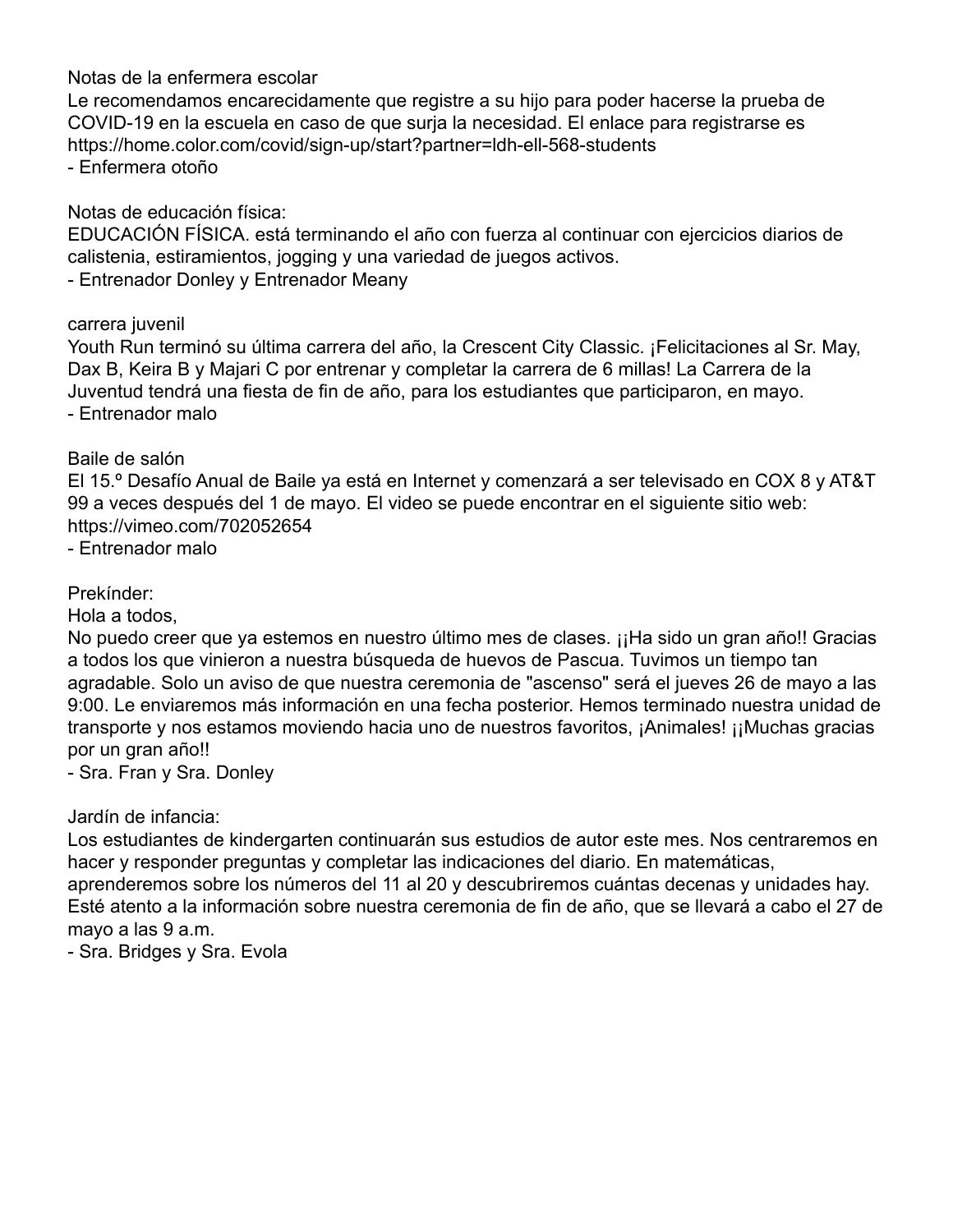Notas de la enfermera escolar

Le recomendamos encarecidamente que registre a su hijo para poder hacerse la prueba de COVID-19 en la escuela en caso de que surja la necesidad. El enlace para registrarse es https://home.color.com/covid/sign-up/start?partner=ldh-ell-568-students

- Enfermera otoño

Notas de educación física:

EDUCACIÓN FÍSICA. está terminando el año con fuerza al continuar con ejercicios diarios de calistenia, estiramientos, jogging y una variedad de juegos activos.

- Entrenador Donley y Entrenador Meany

carrera juvenil

Youth Run terminó su última carrera del año, la Crescent City Classic. ¡Felicitaciones al Sr. May, Dax B, Keira B y Majari C por entrenar y completar la carrera de 6 millas! La Carrera de la Juventud tendrá una fiesta de fin de año, para los estudiantes que participaron, en mayo.

- Entrenador malo

Baile de salón

El 15.º Desafío Anual de Baile ya está en Internet y comenzará a ser televisado en COX 8 y AT&T 99 a veces después del 1 de mayo. El video se puede encontrar en el siguiente sitio web: https://vimeo.com/702052654

- Entrenador malo

Prekínder:

Hola a todos,

No puedo creer que ya estemos en nuestro último mes de clases. ¡¡Ha sido un gran año!! Gracias a todos los que vinieron a nuestra búsqueda de huevos de Pascua. Tuvimos un tiempo tan agradable. Solo un aviso de que nuestra ceremonia de "ascenso" será el jueves 26 de mayo a las 9:00. Le enviaremos más información en una fecha posterior. Hemos terminado nuestra unidad de transporte y nos estamos moviendo hacia uno de nuestros favoritos, ¡Animales! ¡¡Muchas gracias por un gran año!!

- Sra. Fran y Sra. Donley

Jardín de infancia:

Los estudiantes de kindergarten continuarán sus estudios de autor este mes. Nos centraremos en hacer y responder preguntas y completar las indicaciones del diario. En matemáticas, aprenderemos sobre los números del 11 al 20 y descubriremos cuántas decenas y unidades hay. Esté atento a la información sobre nuestra ceremonia de fin de año, que se llevará a cabo el 27 de mayo a las 9 a.m.

- Sra. Bridges y Sra. Evola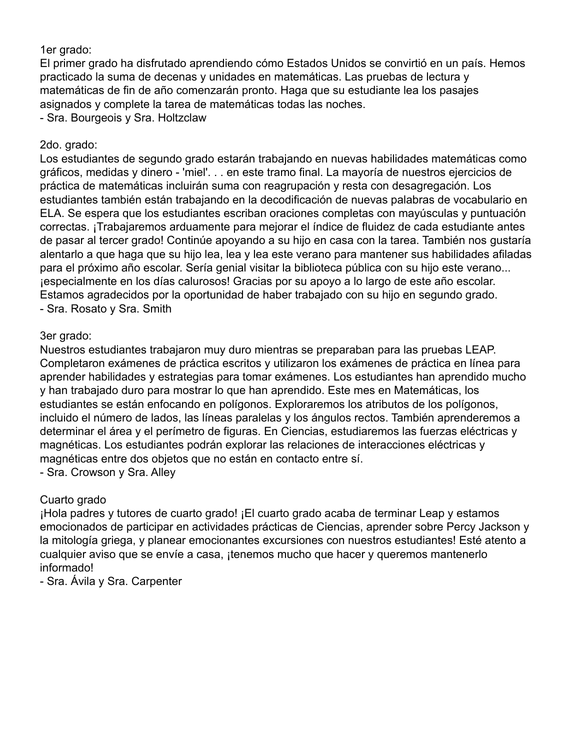1er grado:

El primer grado ha disfrutado aprendiendo cómo Estados Unidos se convirtió en un país. Hemos practicado la suma de decenas y unidades en matemáticas. Las pruebas de lectura y matemáticas de fin de año comenzarán pronto. Haga que su estudiante lea los pasajes asignados y complete la tarea de matemáticas todas las noches.

- Sra. Bourgeois y Sra. Holtzclaw

2do. grado:

Los estudiantes de segundo grado estarán trabajando en nuevas habilidades matemáticas como gráficos, medidas y dinero - 'miel'. . . en este tramo final. La mayoría de nuestros ejercicios de práctica de matemáticas incluirán suma con reagrupación y resta con desagregación. Los estudiantes también están trabajando en la decodificación de nuevas palabras de vocabulario en ELA. Se espera que los estudiantes escriban oraciones completas con mayúsculas y puntuación correctas. ¡Trabajaremos arduamente para mejorar el índice de fluidez de cada estudiante antes de pasar al tercer grado! Continúe apoyando a su hijo en casa con la tarea. También nos gustaría alentarlo a que haga que su hijo lea, lea y lea este verano para mantener sus habilidades afiladas para el próximo año escolar. Sería genial visitar la biblioteca pública con su hijo este verano... ¡especialmente en los días calurosos! Gracias por su apoyo a lo largo de este año escolar. Estamos agradecidos por la oportunidad de haber trabajado con su hijo en segundo grado.

- Sra. Rosato y Sra. Smith

3er grado:

Nuestros estudiantes trabajaron muy duro mientras se preparaban para las pruebas LEAP. Completaron exámenes de práctica escritos y utilizaron los exámenes de práctica en línea para aprender habilidades y estrategias para tomar exámenes. Los estudiantes han aprendido mucho y han trabajado duro para mostrar lo que han aprendido. Este mes en Matemáticas, los estudiantes se están enfocando en polígonos. Exploraremos los atributos de los polígonos, incluido el número de lados, las líneas paralelas y los ángulos rectos. También aprenderemos a determinar el área y el perímetro de figuras. En Ciencias, estudiaremos las fuerzas eléctricas y magnéticas. Los estudiantes podrán explorar las relaciones de interacciones eléctricas y magnéticas entre dos objetos que no están en contacto entre sí.

- Sra. Crowson y Sra. Alley

Cuarto grado

¡Hola padres y tutores de cuarto grado! ¡El cuarto grado acaba de terminar Leap y estamos emocionados de participar en actividades prácticas de Ciencias, aprender sobre Percy Jackson y la mitología griega, y planear emocionantes excursiones con nuestros estudiantes! Esté atento a cualquier aviso que se envíe a casa, ¡tenemos mucho que hacer y queremos mantenerlo informado!

- Sra. Ávila y Sra. Carpenter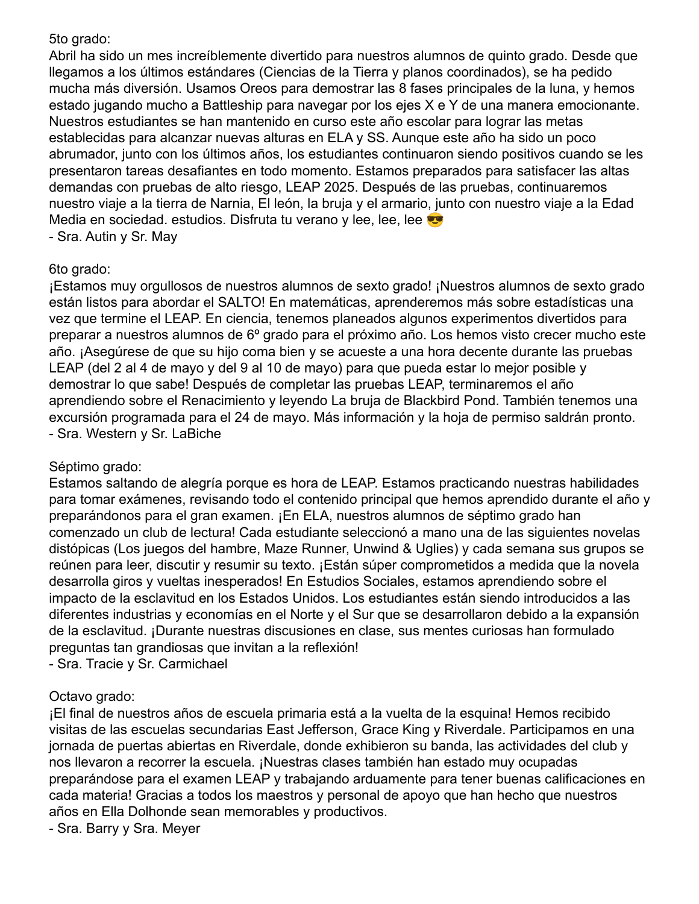5to grado:

Abril ha sido un mes increíblemente divertido para nuestros alumnos de quinto grado. Desde que llegamos a los últimos estándares (Ciencias de la Tierra y planos coordinados), se ha pedido mucha más diversión. Usamos Oreos para demostrar las 8 fases principales de la luna, y hemos estado jugando mucho a Battleship para navegar por los ejes X e Y de una manera emocionante. Nuestros estudiantes se han mantenido en curso este año escolar para lograr las metas establecidas para alcanzar nuevas alturas en ELA y SS. Aunque este año ha sido un poco abrumador, junto con los últimos años, los estudiantes continuaron siendo positivos cuando se les presentaron tareas desafiantes en todo momento. Estamos preparados para satisfacer las altas demandas con pruebas de alto riesgo, LEAP 2025. Después de las pruebas, continuaremos nuestro viaje a la tierra de Narnia, El león, la bruja y el armario, junto con nuestro viaje a la Edad Media en sociedad. estudios. Disfruta tu verano y lee, lee, lee 😎

- Sra. Autin y Sr. May

6to grado:

¡Estamos muy orgullosos de nuestros alumnos de sexto grado! ¡Nuestros alumnos de sexto grado están listos para abordar el SALTO! En matemáticas, aprenderemos más sobre estadísticas una vez que termine el LEAP. En ciencia, tenemos planeados algunos experimentos divertidos para preparar a nuestros alumnos de 6º grado para el próximo año. Los hemos visto crecer mucho este año. ¡Asegúrese de que su hijo coma bien y se acueste a una hora decente durante las pruebas LEAP (del 2 al 4 de mayo y del 9 al 10 de mayo) para que pueda estar lo mejor posible y demostrar lo que sabe! Después de completar las pruebas LEAP, terminaremos el año aprendiendo sobre el Renacimiento y leyendo La bruja de Blackbird Pond. También tenemos una excursión programada para el 24 de mayo. Más información y la hoja de permiso saldrán pronto.

- Sra. Western y Sr. LaBiche

Séptimo grado:

Estamos saltando de alegría porque es hora de LEAP. Estamos practicando nuestras habilidades para tomar exámenes, revisando todo el contenido principal que hemos aprendido durante el año y preparándonos para el gran examen. ¡En ELA, nuestros alumnos de séptimo grado han comenzado un club de lectura! Cada estudiante seleccionó a mano una de las siguientes novelas distópicas (Los juegos del hambre, Maze Runner, Unwind & Uglies) y cada semana sus grupos se reúnen para leer, discutir y resumir su texto. ¡Están súper comprometidos a medida que la novela desarrolla giros y vueltas inesperados! En Estudios Sociales, estamos aprendiendo sobre el impacto de la esclavitud en los Estados Unidos. Los estudiantes están siendo introducidos a las diferentes industrias y economías en el Norte y el Sur que se desarrollaron debido a la expansión de la esclavitud. ¡Durante nuestras discusiones en clase, sus mentes curiosas han formulado preguntas tan grandiosas que invitan a la reflexión!

- Sra. Tracie y Sr. Carmichael

Octavo grado:

¡El final de nuestros años de escuela primaria está a la vuelta de la esquina! Hemos recibido visitas de las escuelas secundarias East Jefferson, Grace King y Riverdale. Participamos en una jornada de puertas abiertas en Riverdale, donde exhibieron su banda, las actividades del club y nos llevaron a recorrer la escuela. ¡Nuestras clases también han estado muy ocupadas preparándose para el examen LEAP y trabajando arduamente para tener buenas calificaciones en cada materia! Gracias a todos los maestros y personal de apoyo que han hecho que nuestros años en Ella Dolhonde sean memorables y productivos.

- Sra. Barry y Sra. Meyer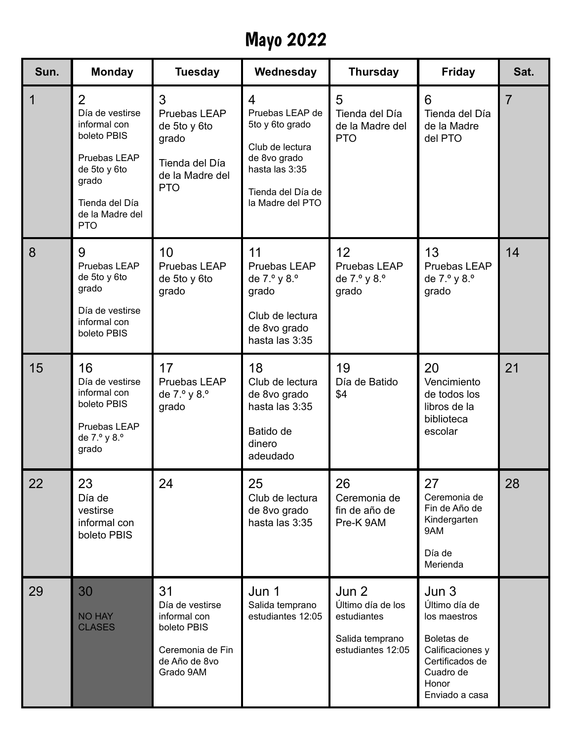# Mayo 2022

| Sun. | Monday | Tuesday | Wednesday | Thursday | Friday | Sat. |
|---|---|---|---|---|---|---|
| 1 | 2<br>Día de vestirse informal con boleto PBIS<br><br>Pruebas LEAP de 5to y 6to grado<br><br>Tienda del Día de la Madre del PTO | 3<br>Pruebas LEAP de 5to y 6to grado<br><br>Tienda del Día de la Madre del PTO | 4<br>Pruebas LEAP de 5to y 6to grado<br><br>Club de lectura de 8vo grado hasta las 3:35<br><br>Tienda del Día de la Madre del PTO | 5<br>Tienda del Día de la Madre del PTO | 6<br>Tienda del Día de la Madre del PTO | 7 |
| 8 | 9<br>Pruebas LEAP de 5to y 6to grado<br><br>Día de vestirse informal con boleto PBIS | 10<br>Pruebas LEAP de 5to y 6to grado | 11<br>Pruebas LEAP de 7.º y 8.º grado<br><br>Club de lectura de 8vo grado hasta las 3:35 | 12<br>Pruebas LEAP de 7.º y 8.º grado | 13<br>Pruebas LEAP de 7.º y 8.º grado | 14 |
| 15 | 16<br>Día de vestirse informal con boleto PBIS<br><br>Pruebas LEAP de 7.º y 8.º grado | 17<br>Pruebas LEAP de 7.º y 8.º grado | 18<br>Club de lectura de 8vo grado hasta las 3:35<br><br>Batido de dinero adeudado | 19<br>Día de Batido $4 | 20<br>Vencimiento de todos los libros de la biblioteca escolar | 21 |
| 22 | 23<br>Día de vestirse informal con boleto PBIS | 24 | 25<br>Club de lectura de 8vo grado hasta las 3:35 | 26<br>Ceremonia de fin de año de Pre-K 9AM | 27<br>Ceremonia de Fin de Año de Kindergarten 9AM<br><br>Día de Merienda | 28 |
| 29 | 30<br>NO HAY CLASES | 31<br>Día de vestirse informal con boleto PBIS<br><br>Ceremonia de Fin de Año de 8vo Grado 9AM | Jun 1<br>Salida temprano estudiantes 12:05 | Jun 2<br>Último día de los estudiantes<br><br>Salida temprano estudiantes 12:05 | Jun 3<br>Último día de los maestros<br><br>Boletas de Calificaciones y Certificados de Cuadro de Honor Enviado a casa | |